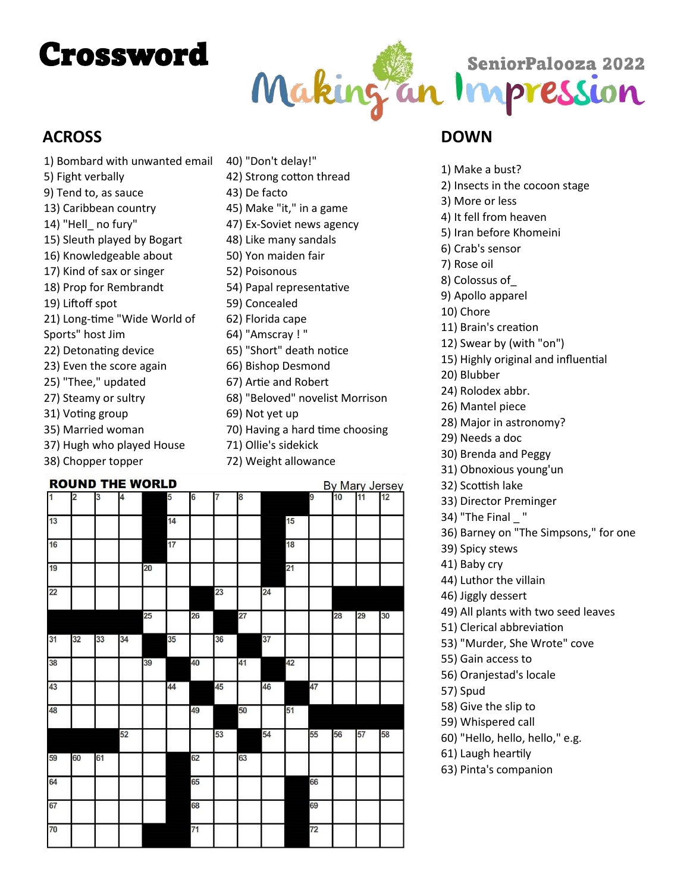# Crossword

SeniorPalooza 2022

Making an Impression

## ACROSS

1) Bombard with unwanted email
5) Fight verbally
9) Tend to, as sauce
13) Caribbean country
14) "Hell_ no fury"
15) Sleuth played by Bogart
16) Knowledgeable about
17) Kind of sax or singer
18) Prop for Rembrandt
19) Liftoff spot
21) Long-time "Wide World of Sports" host Jim
22) Detonating device
23) Even the score again
25) "Thee," updated
27) Steamy or sultry
31) Voting group
35) Married woman
37) Hugh who played House
38) Chopper topper
40) "Don't delay!"
42) Strong cotton thread
43) De facto
45) Make "it," in a game
47) Ex-Soviet news agency
48) Like many sandals
50) Yon maiden fair
52) Poisonous
54) Papal representative
59) Concealed
62) Florida cape
64) "Amscray ! "
65) "Short" death notice
66) Bishop Desmond
67) Artie and Robert
68) "Beloved" novelist Morrison
69) Not yet up
70) Having a hard time choosing
71) Ollie's sidekick
72) Weight allowance

## DOWN

1) Make a bust?
2) Insects in the cocoon stage
3) More or less
4) It fell from heaven
5) Iran before Khomeini
6) Crab's sensor
7) Rose oil
8) Colossus of_
9) Apollo apparel
10) Chore
11) Brain's creation
12) Swear by (with "on")
15) Highly original and influential
20) Blubber
24) Rolodex abbr.
26) Mantel piece
28) Major in astronomy?
29) Needs a doc
30) Brenda and Peggy
31) Obnoxious young'un
32) Scottish lake
33) Director Preminger
34) "The Final _ "
36) Barney on "The Simpsons," for one
39) Spicy stews
41) Baby cry
44) Luthor the villain
46) Jiggly dessert
49) All plants with two seed leaves
51) Clerical abbreviation
53) "Murder, She Wrote" cove
55) Gain access to
56) Oranjestad's locale
57) Spud
58) Give the slip to
59) Whispered call
60) "Hello, hello, hello," e.g.
61) Laugh heartily
63) Pinta's companion

**ROUND THE WORLD**

By Mary Jersey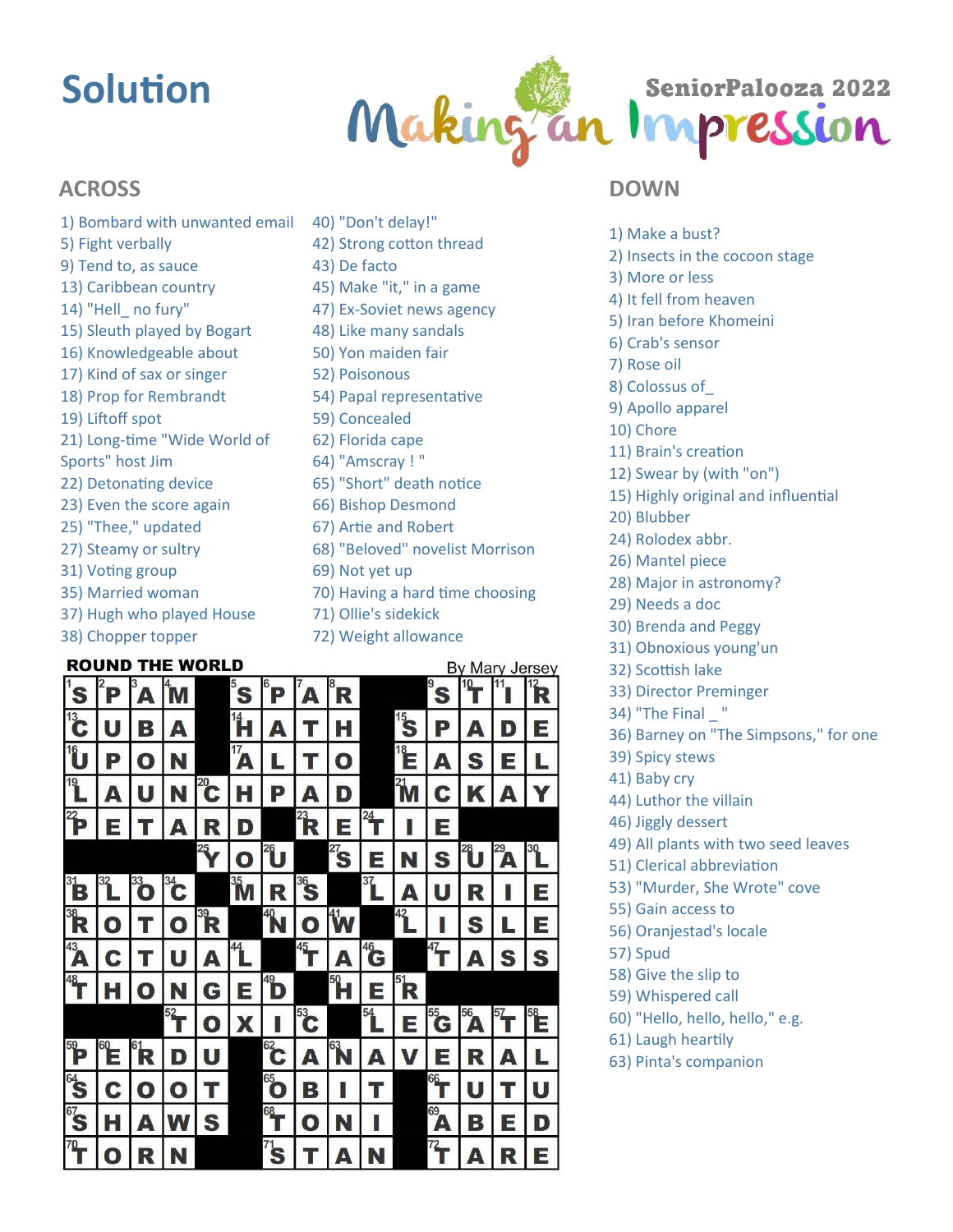# Solution

SeniorPalooza 2022

Making an Impression

## ACROSS

1) Bombard with unwanted email
5) Fight verbally
9) Tend to, as sauce
13) Caribbean country
14) "Hell_ no fury"
15) Sleuth played by Bogart
16) Knowledgeable about
17) Kind of sax or singer
18) Prop for Rembrandt
19) Liftoff spot
21) Long-time "Wide World of Sports" host Jim
22) Detonating device
23) Even the score again
25) "Thee," updated
27) Steamy or sultry
31) Voting group
35) Married woman
37) Hugh who played House
38) Chopper topper
40) "Don't delay!"
42) Strong cotton thread
43) De facto
45) Make "it," in a game
47) Ex-Soviet news agency
48) Like many sandals
50) Yon maiden fair
52) Poisonous
54) Papal representative
59) Concealed
62) Florida cape
64) "Amscray ! "
65) "Short" death notice
66) Bishop Desmond
67) Artie and Robert
68) "Beloved" novelist Morrison
69) Not yet up
70) Having a hard time choosing
71) Ollie's sidekick
72) Weight allowance

## DOWN

1) Make a bust?
2) Insects in the cocoon stage
3) More or less
4) It fell from heaven
5) Iran before Khomeini
6) Crab's sensor
7) Rose oil
8) Colossus of_
9) Apollo apparel
10) Chore
11) Brain's creation
12) Swear by (with "on")
15) Highly original and influential
20) Blubber
24) Rolodex abbr.
26) Mantel piece
28) Major in astronomy?
29) Needs a doc
30) Brenda and Peggy
31) Obnoxious young'un
32) Scottish lake
33) Director Preminger
34) "The Final _ "
36) Barney on "The Simpsons," for one
39) Spicy stews
41) Baby cry
44) Luthor the villain
46) Jiggly dessert
49) All plants with two seed leaves
51) Clerical abbreviation
53) "Murder, She Wrote" cove
55) Gain access to
56) Oranjestad's locale
57) Spud
58) Give the slip to
59) Whispered call
60) "Hello, hello, hello," e.g.
61) Laugh heartily
63) Pinta's companion

**ROUND THE WORLD** — By Mary Jersey

| | | | | | | | | | | | | | | |
|---|---|---|---|---|---|---|---|---|---|---|---|---|---|---|
| S | P | A | M | ■ | S | P | A | R | ■ | ■ | S | T | I | R |
| C | U | B | A | ■ | H | A | T | H | ■ | S | P | A | D | E |
| U | P | O | N | ■ | A | L | T | O | ■ | E | A | S | E | L |
| L | A | U | N | C | H | P | A | D | ■ | M | C | K | A | Y |
| P | E | T | A | R | D | ■ | R | E | T | I | E | ■ | ■ | ■ |
| ■ | ■ | ■ | ■ | Y | O | U | ■ | S | E | N | S | U | A | L |
| B | L | O | C | ■ | M | R | S | ■ | L | A | U | R | I | E |
| R | O | T | O | R | ■ | N | O | W | ■ | L | I | S | L | E |
| A | C | T | U | A | L | ■ | T | A | G | ■ | T | A | S | S |
| T | H | O | N | G | E | D | ■ | H | E | R | ■ | ■ | ■ | ■ |
| ■ | ■ | ■ | T | O | X | I | C | ■ | L | E | G | A | T | E |
| P | E | R | D | U | ■ | C | A | N | A | V | E | R | A | L |
| S | C | O | O | T | ■ | O | B | I | T | ■ | T | U | T | U |
| S | H | A | W | S | ■ | T | O | N | I | ■ | A | B | E | D |
| T | O | R | N | ■ | ■ | S | T | A | N | ■ | T | A | R | E |